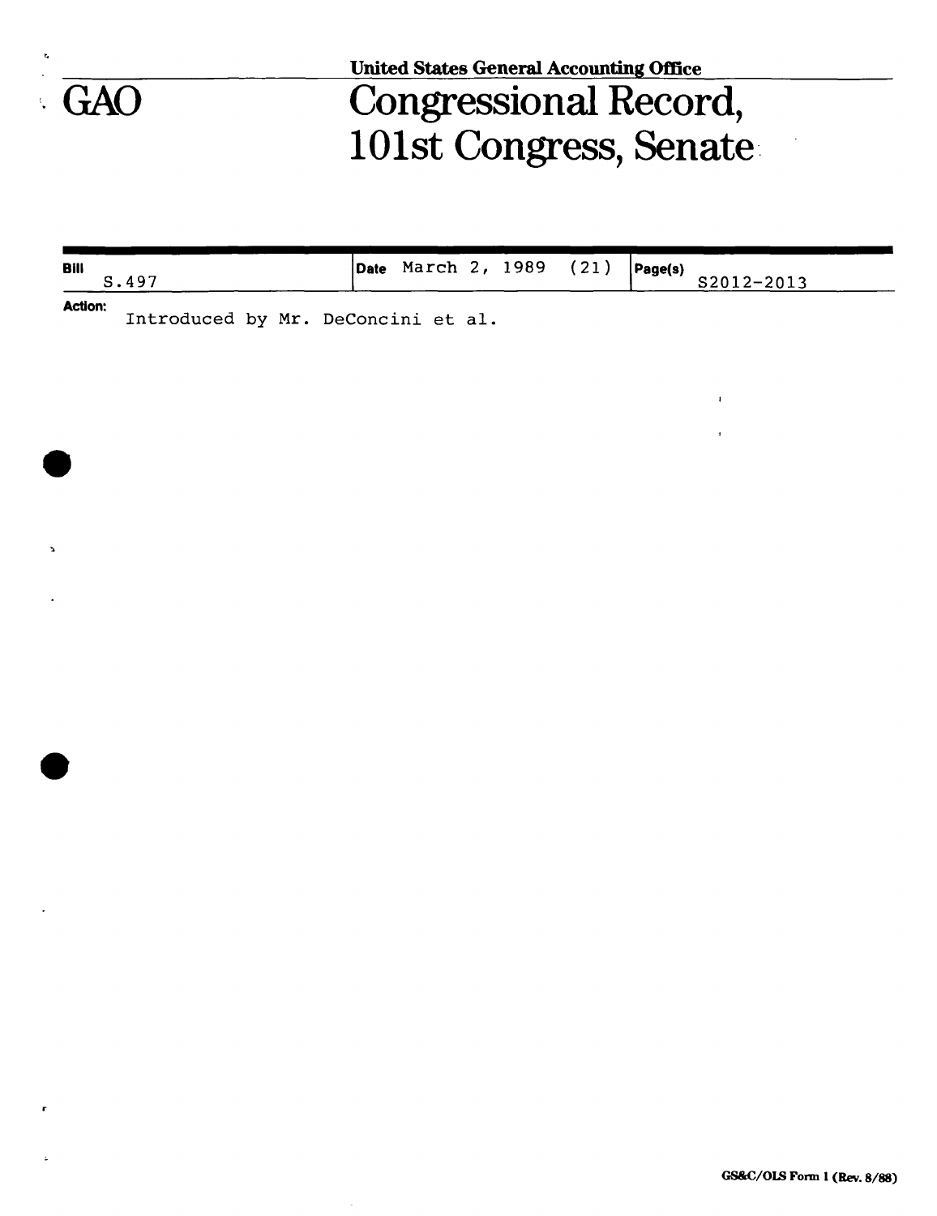United States General Accounting Office

# GAO Congressional Record, 101st Congress, Senate

| Bill | Date | Page(s) |
|---|---|---|
| S.497 | March 2, 1989 (21) | S2012-2013 |

**Action:**
Introduced by Mr. DeConcini et al.

GS&C/OLS Form 1 (Rev. 8/88)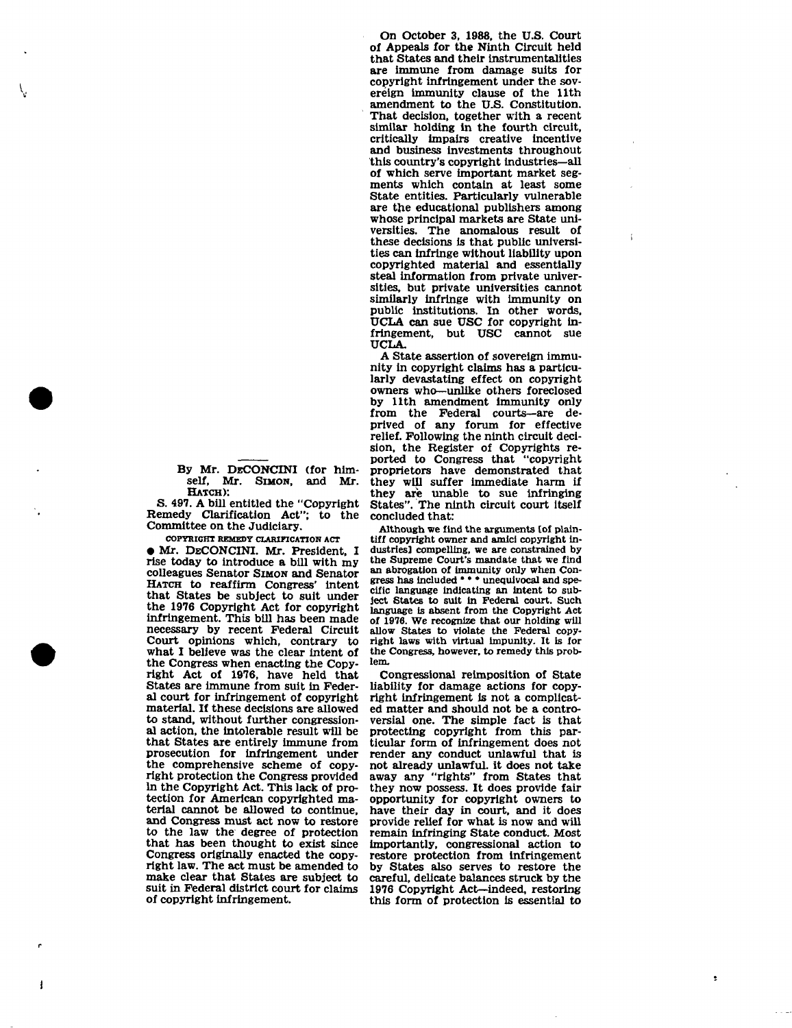By Mr. DECONCINI (for himself, Mr. SIMON, and Mr. HATCH):

S. 497. A bill entitled the "Copyright Remedy Clarification Act"; to the Committee on the Judiciary.

COPYRIGHT REMEDY CLARIFICATION ACT

● Mr. DECONCINI. Mr. President, I rise today to introduce a bill with my colleagues Senator SIMON and Senator HATCH to reaffirm Congress' intent that States be subject to suit under the 1976 Copyright Act for copyright infringement. This bill has been made necessary by recent Federal Circuit Court opinions which, contrary to what I believe was the clear intent of the Congress when enacting the Copyright Act of 1976, have held that States are immune from suit in Federal court for infringement of copyright material. If these decisions are allowed to stand, without further congressional action, the intolerable result will be that States are entirely immune from prosecution for infringement under the comprehensive scheme of copyright protection the Congress provided in the Copyright Act. This lack of protection for American copyrighted material cannot be allowed to continue, and Congress must act now to restore to the law the degree of protection that has been thought to exist since Congress originally enacted the copyright law. The act must be amended to make clear that States are subject to suit in Federal district court for claims of copyright infringement.

On October 3, 1988, the U.S. Court of Appeals for the Ninth Circuit held that States and their instrumentalities are immune from damage suits for copyright infringement under the sovereign immunity clause of the 11th amendment to the U.S. Constitution. That decision, together with a recent similar holding in the fourth circuit, critically impairs creative incentive and business investments throughout this country's copyright industries—all of which serve important market segments which contain at least some State entities. Particularly vulnerable are the educational publishers among whose principal markets are State universities. The anomalous result of these decisions is that public universities can infringe without liability upon copyrighted material and essentially steal information from private universities, but private universities cannot similarly infringe with immunity on public institutions. In other words, UCLA can sue USC for copyright infringement, but USC cannot sue UCLA.

A State assertion of sovereign immunity in copyright claims has a particularly devastating effect on copyright owners who—unlike others foreclosed by 11th amendment immunity only from the Federal courts—are deprived of any forum for effective relief. Following the ninth circuit decision, the Register of Copyrights reported to Congress that "copyright proprietors have demonstrated that they will suffer immediate harm if they are unable to sue infringing States". The ninth circuit court itself concluded that:

> Although we find the arguments [of plaintiff copyright owner and amici copyright industries] compelling, we are constrained by the Supreme Court's mandate that we find an abrogation of immunity only when Congress has included * * * unequivocal and specific language indicating an intent to subject States to suit in Federal court. Such language is absent from the Copyright Act of 1976. We recognize that our holding will allow States to violate the Federal copyright laws with virtual impunity. It is for the Congress, however, to remedy this problem.

Congressional reimposition of State liability for damage actions for copyright infringement is not a complicated matter and should not be a controversial one. The simple fact is that protecting copyright from this particular form of infringement does not render any conduct unlawful that is not already unlawful. it does not take away any "rights" from States that they now possess. It does provide fair opportunity for copyright owners to have their day in court, and it does provide relief for what is now and will remain infringing State conduct. Most importantly, congressional action to restore protection from infringement by States also serves to restore the careful, delicate balances struck by the 1976 Copyright Act—indeed, restoring this form of protection is essential to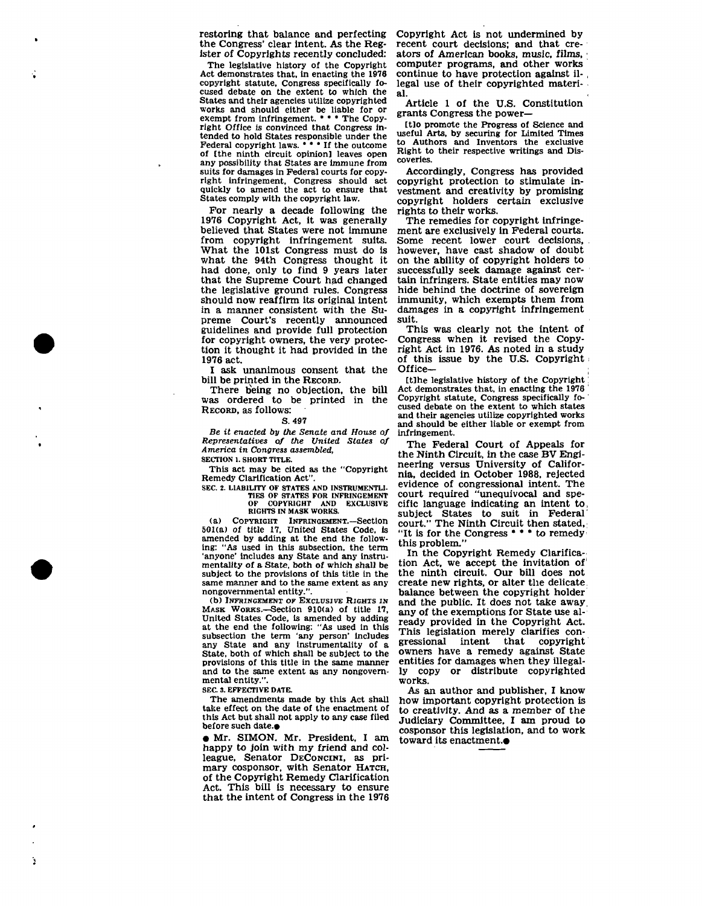restoring that balance and perfecting the Congress' clear intent. As the Register of Copyrights recently concluded:

> The legislative history of the Copyright Act demonstrates that, in enacting the 1976 copyright statute, Congress specifically focused debate on the extent to which the States and their agencies utilize copyrighted works and should either be liable for or exempt from infringement. * * * The Copyright Office is convinced that Congress intended to hold States responsible under the Federal copyright laws. * * * If the outcome of [the ninth circuit opinion] leaves open any possibility that States are immune from suits for damages in Federal courts for copyright infringement, Congress should act quickly to amend the act to ensure that States comply with the copyright law.

For nearly a decade following the 1976 Copyright Act, it was generally believed that States were not immune from copyright infringement suits. What the 101st Congress must do is what the 94th Congress thought it had done, only to find 9 years later that the Supreme Court had changed the legislative ground rules. Congress should now reaffirm its original intent in a manner consistent with the Supreme Court's recently announced guidelines and provide full protection for copyright owners, the very protection it thought it had provided in the 1976 act.

I ask unanimous consent that the bill be printed in the RECORD.

There being no objection, the bill was ordered to be printed in the RECORD, as follows:

S. 497

*Be it enacted by the Senate and House of Representatives of the United States of America in Congress assembled,*

SECTION 1. SHORT TITLE.

This act may be cited as the "Copyright Remedy Clarification Act".

SEC. 2. LIABILITY OF STATES AND INSTRUMENTALITIES OF STATES FOR INFRINGEMENT OF COPYRIGHT AND EXCLUSIVE RIGHTS IN MASK WORKS.

(a) COPYRIGHT INFRINGEMENT.—Section 501(a) of title 17, United States Code, is amended by adding at the end the following: "As used in this subsection, the term 'anyone' includes any State and any instrumentality of a State, both of which shall be subject to the provisions of this title in the same manner and to the same extent as any nongovernmental entity.".

(b) INFRINGEMENT OF EXCLUSIVE RIGHTS IN MASK WORKS.—Section 910(a) of title 17, United States Code, is amended by adding at the end the following: "As used in this subsection the term 'any person' includes any State and any instrumentality of a State, both of which shall be subject to the provisions of this title in the same manner and to the same extent as any nongovernmental entity.".

SEC. 3. EFFECTIVE DATE.

The amendments made by this Act shall take effect on the date of the enactment of this Act but shall not apply to any case filed before such date.●

● Mr. SIMON. Mr. President, I am happy to join with my friend and colleague, Senator DECONCINI, as primary cosponsor, with Senator HATCH, of the Copyright Remedy Clarification Act. This bill is necessary to ensure that the intent of Congress in the 1976 Copyright Act is not undermined by recent court decisions; and that creators of American books, music, films, computer programs, and other works continue to have protection against illegal use of their copyrighted material.

Article 1 of the U.S. Constitution grants Congress the power—

> [t]o promote the Progress of Science and useful Arts, by securing for Limited Times to Authors and Inventors the exclusive Right to their respective writings and Discoveries.

Accordingly, Congress has provided copyright protection to stimulate investment and creativity by promising copyright holders certain exclusive rights to their works.

The remedies for copyright infringement are exclusively in Federal courts. Some recent lower court decisions, however, have cast shadow of doubt on the ability of copyright holders to successfully seek damage against certain infringers. State entities may now hide behind the doctrine of sovereign immunity, which exempts them from damages in a copyright infringement suit.

This was clearly not the intent of Congress when it revised the Copyright Act in 1976. As noted in a study of this issue by the U.S. Copyright Office—

> [t]he legislative history of the Copyright Act demonstrates that, in enacting the 1976 Copyright statute, Congress specifically focused debate on the extent to which states and their agencies utilize copyrighted works and should be either liable or exempt from infringement.

The Federal Court of Appeals for the Ninth Circuit, in the case BV Engineering versus University of California, decided in October 1988, rejected evidence of congressional intent. The court required "unequivocal and specific language indicating an intent to subject States to suit in Federal court." The Ninth Circuit then stated, "It is for the Congress * * * to remedy this problem."

In the Copyright Remedy Clarification Act, we accept the invitation of the ninth circuit. Our bill does not create new rights, or alter the delicate balance between the copyright holder and the public. It does not take away any of the exemptions for State use already provided in the Copyright Act. This legislation merely clarifies congressional intent that copyright owners have a remedy against State entities for damages when they illegally copy or distribute copyrighted works.

As an author and publisher, I know how important copyright protection is to creativity. And as a member of the Judiciary Committee, I am proud to cosponsor this legislation, and to work toward its enactment.●